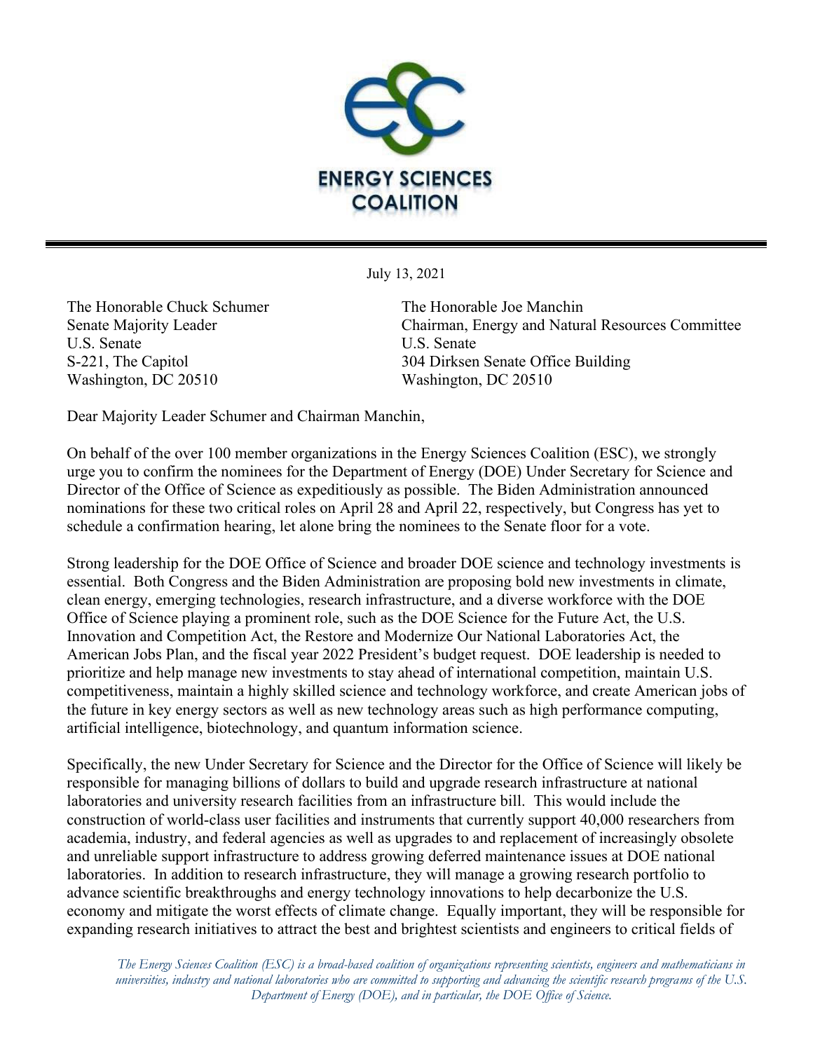**ENERGY SCIENCES COALITION**

July 13, 2021

The Honorable Chuck Schumer
Senate Majority Leader
U.S. Senate
S-221, The Capitol
Washington, DC 20510

The Honorable Joe Manchin
Chairman, Energy and Natural Resources Committee
U.S. Senate
304 Dirksen Senate Office Building
Washington, DC 20510

Dear Majority Leader Schumer and Chairman Manchin,

On behalf of the over 100 member organizations in the Energy Sciences Coalition (ESC), we strongly urge you to confirm the nominees for the Department of Energy (DOE) Under Secretary for Science and Director of the Office of Science as expeditiously as possible. The Biden Administration announced nominations for these two critical roles on April 28 and April 22, respectively, but Congress has yet to schedule a confirmation hearing, let alone bring the nominees to the Senate floor for a vote.

Strong leadership for the DOE Office of Science and broader DOE science and technology investments is essential. Both Congress and the Biden Administration are proposing bold new investments in climate, clean energy, emerging technologies, research infrastructure, and a diverse workforce with the DOE Office of Science playing a prominent role, such as the DOE Science for the Future Act, the U.S. Innovation and Competition Act, the Restore and Modernize Our National Laboratories Act, the American Jobs Plan, and the fiscal year 2022 President's budget request. DOE leadership is needed to prioritize and help manage new investments to stay ahead of international competition, maintain U.S. competitiveness, maintain a highly skilled science and technology workforce, and create American jobs of the future in key energy sectors as well as new technology areas such as high performance computing, artificial intelligence, biotechnology, and quantum information science.

Specifically, the new Under Secretary for Science and the Director for the Office of Science will likely be responsible for managing billions of dollars to build and upgrade research infrastructure at national laboratories and university research facilities from an infrastructure bill. This would include the construction of world-class user facilities and instruments that currently support 40,000 researchers from academia, industry, and federal agencies as well as upgrades to and replacement of increasingly obsolete and unreliable support infrastructure to address growing deferred maintenance issues at DOE national laboratories. In addition to research infrastructure, they will manage a growing research portfolio to advance scientific breakthroughs and energy technology innovations to help decarbonize the U.S. economy and mitigate the worst effects of climate change. Equally important, they will be responsible for expanding research initiatives to attract the best and brightest scientists and engineers to critical fields of

*The Energy Sciences Coalition (ESC) is a broad-based coalition of organizations representing scientists, engineers and mathematicians in universities, industry and national laboratories who are committed to supporting and advancing the scientific research programs of the U.S. Department of Energy (DOE), and in particular, the DOE Office of Science.*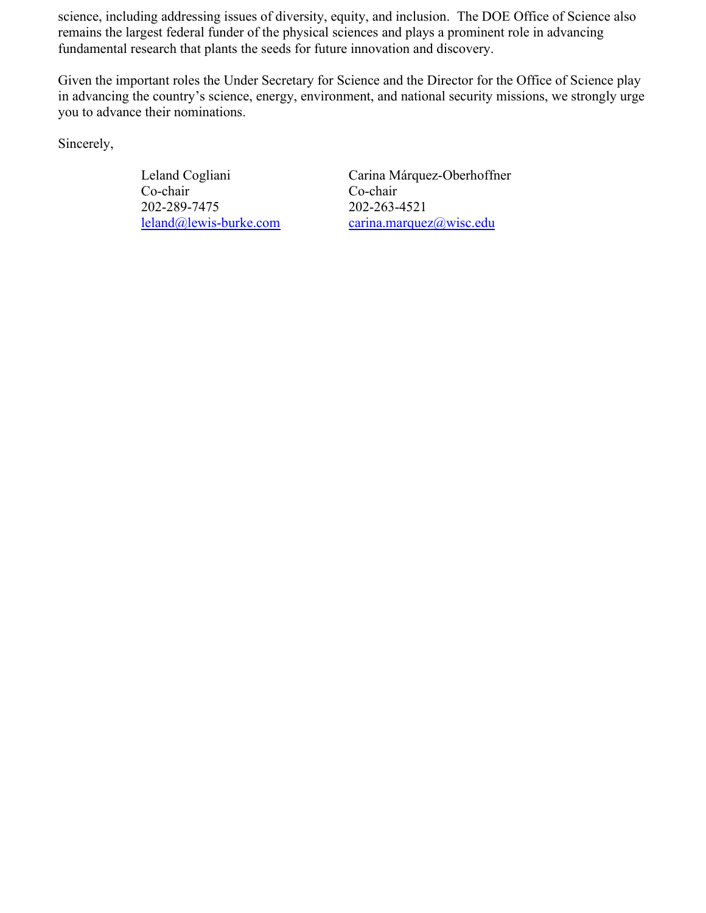science, including addressing issues of diversity, equity, and inclusion. The DOE Office of Science also remains the largest federal funder of the physical sciences and plays a prominent role in advancing fundamental research that plants the seeds for future innovation and discovery.

Given the important roles the Under Secretary for Science and the Director for the Office of Science play in advancing the country's science, energy, environment, and national security missions, we strongly urge you to advance their nominations.

Sincerely,

Leland Cogliani
Co-chair
202-289-7475
leland@lewis-burke.com

Carina Márquez-Oberhoffner
Co-chair
202-263-4521
carina.marquez@wisc.edu